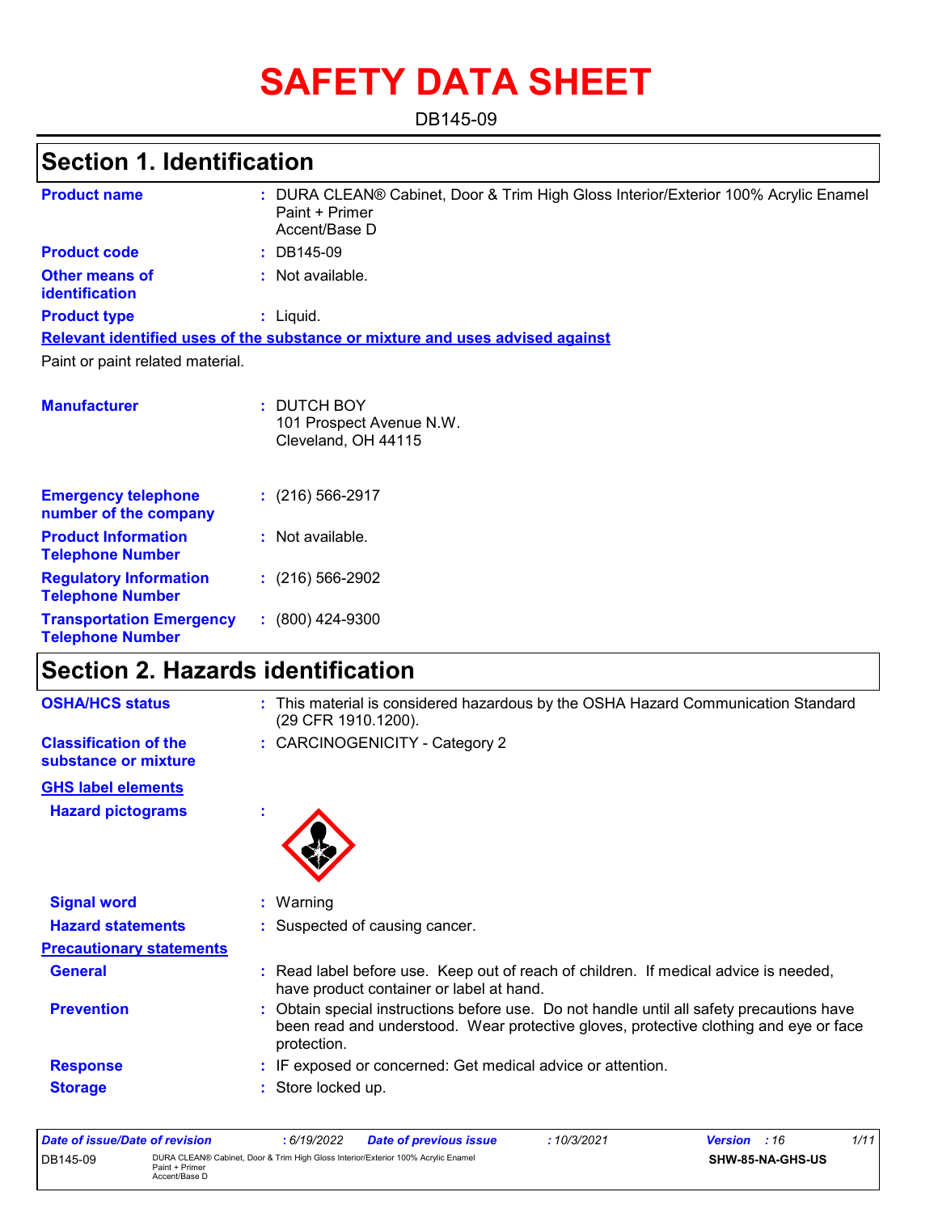# SAFETY DATA SHEET

DB145-09

## Section 1. Identification

| | |
|---|---|
| **Product name** | : DURA CLEAN® Cabinet, Door & Trim High Gloss Interior/Exterior 100% Acrylic Enamel Paint + Primer<br>Accent/Base D |
| **Product code** | : DB145-09 |
| **Other means of identification** | : Not available. |
| **Product type** | : Liquid. |

**Relevant identified uses of the substance or mixture and uses advised against**

Paint or paint related material.

| | |
|---|---|
| **Manufacturer** | : DUTCH BOY<br>101 Prospect Avenue N.W.<br>Cleveland, OH 44115 |
| **Emergency telephone number of the company** | : (216) 566-2917 |
| **Product Information Telephone Number** | : Not available. |
| **Regulatory Information Telephone Number** | : (216) 566-2902 |
| **Transportation Emergency Telephone Number** | : (800) 424-9300 |

## Section 2. Hazards identification

| | |
|---|---|
| **OSHA/HCS status** | : This material is considered hazardous by the OSHA Hazard Communication Standard (29 CFR 1910.1200). |
| **Classification of the substance or mixture** | : CARCINOGENICITY - Category 2 |

**GHS label elements**

| | |
|---|---|
| **Hazard pictograms** | : |
| **Signal word** | : Warning |
| **Hazard statements** | : Suspected of causing cancer. |

**Precautionary statements**

| | |
|---|---|
| **General** | : Read label before use. Keep out of reach of children. If medical advice is needed, have product container or label at hand. |
| **Prevention** | : Obtain special instructions before use. Do not handle until all safety precautions have been read and understood. Wear protective gloves, protective clothing and eye or face protection. |
| **Response** | : IF exposed or concerned: Get medical advice or attention. |
| **Storage** | : Store locked up. |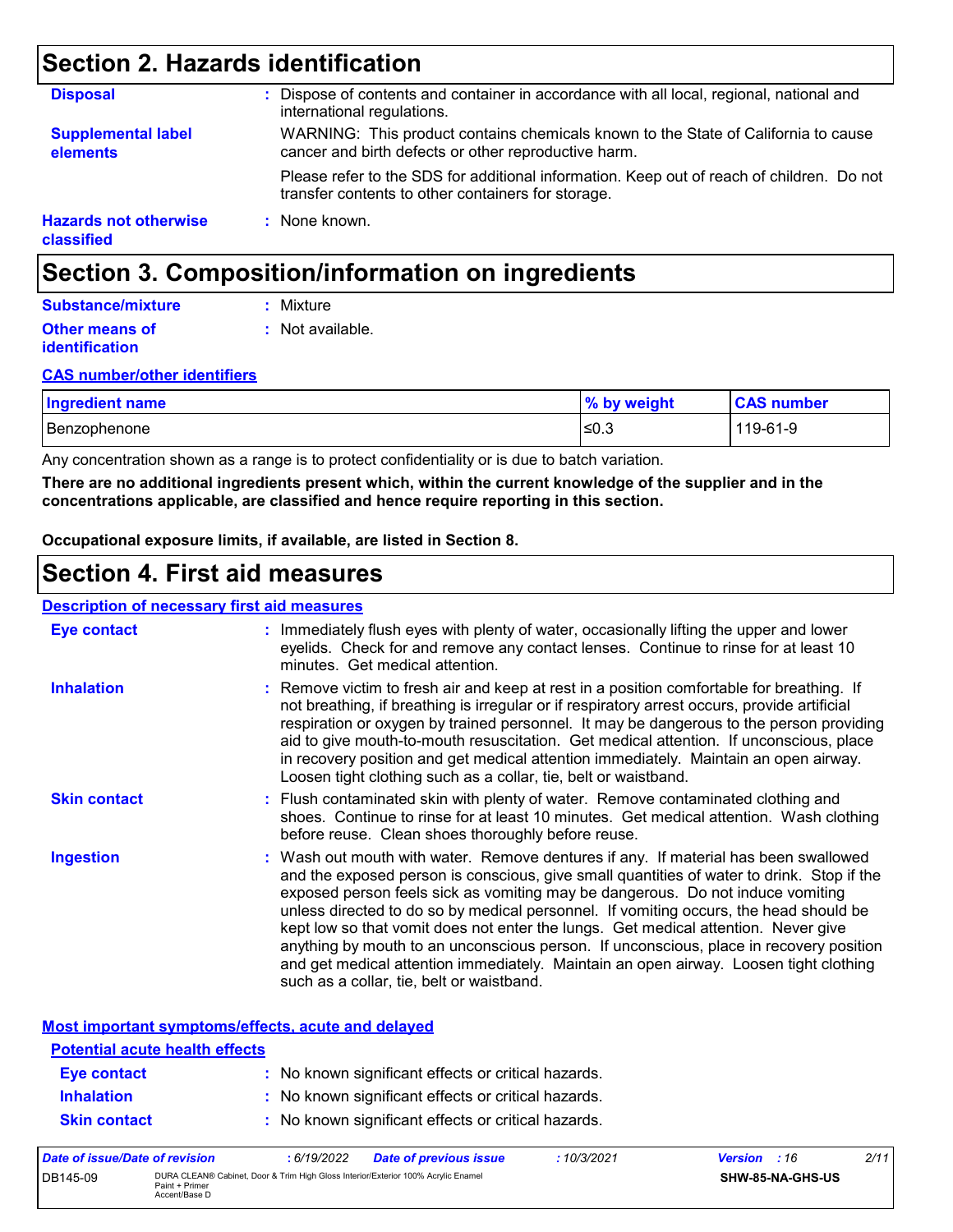# Section 2. Hazards identification

**Disposal** : Dispose of contents and container in accordance with all local, regional, national and international regulations.

**Supplemental label elements** WARNING: This product contains chemicals known to the State of California to cause cancer and birth defects or other reproductive harm.

Please refer to the SDS for additional information. Keep out of reach of children. Do not transfer contents to other containers for storage.

**Hazards not otherwise classified** : None known.

# Section 3. Composition/information on ingredients

**Substance/mixture** : Mixture

**Other means of identification** : Not available.

**CAS number/other identifiers**

| Ingredient name | % by weight | CAS number |
| --- | --- | --- |
| Benzophenone | ≤0.3 | 119-61-9 |

Any concentration shown as a range is to protect confidentiality or is due to batch variation.

**There are no additional ingredients present which, within the current knowledge of the supplier and in the concentrations applicable, are classified and hence require reporting in this section.**

**Occupational exposure limits, if available, are listed in Section 8.**

# Section 4. First aid measures

**Description of necessary first aid measures**

**Eye contact** : Immediately flush eyes with plenty of water, occasionally lifting the upper and lower eyelids. Check for and remove any contact lenses. Continue to rinse for at least 10 minutes. Get medical attention.

**Inhalation** : Remove victim to fresh air and keep at rest in a position comfortable for breathing. If not breathing, if breathing is irregular or if respiratory arrest occurs, provide artificial respiration or oxygen by trained personnel. It may be dangerous to the person providing aid to give mouth-to-mouth resuscitation. Get medical attention. If unconscious, place in recovery position and get medical attention immediately. Maintain an open airway. Loosen tight clothing such as a collar, tie, belt or waistband.

**Skin contact** : Flush contaminated skin with plenty of water. Remove contaminated clothing and shoes. Continue to rinse for at least 10 minutes. Get medical attention. Wash clothing before reuse. Clean shoes thoroughly before reuse.

**Ingestion** : Wash out mouth with water. Remove dentures if any. If material has been swallowed and the exposed person is conscious, give small quantities of water to drink. Stop if the exposed person feels sick as vomiting may be dangerous. Do not induce vomiting unless directed to do so by medical personnel. If vomiting occurs, the head should be kept low so that vomit does not enter the lungs. Get medical attention. Never give anything by mouth to an unconscious person. If unconscious, place in recovery position and get medical attention immediately. Maintain an open airway. Loosen tight clothing such as a collar, tie, belt or waistband.

**Most important symptoms/effects, acute and delayed**

**Potential acute health effects**

**Eye contact** : No known significant effects or critical hazards.

**Inhalation** : No known significant effects or critical hazards.

**Skin contact** : No known significant effects or critical hazards.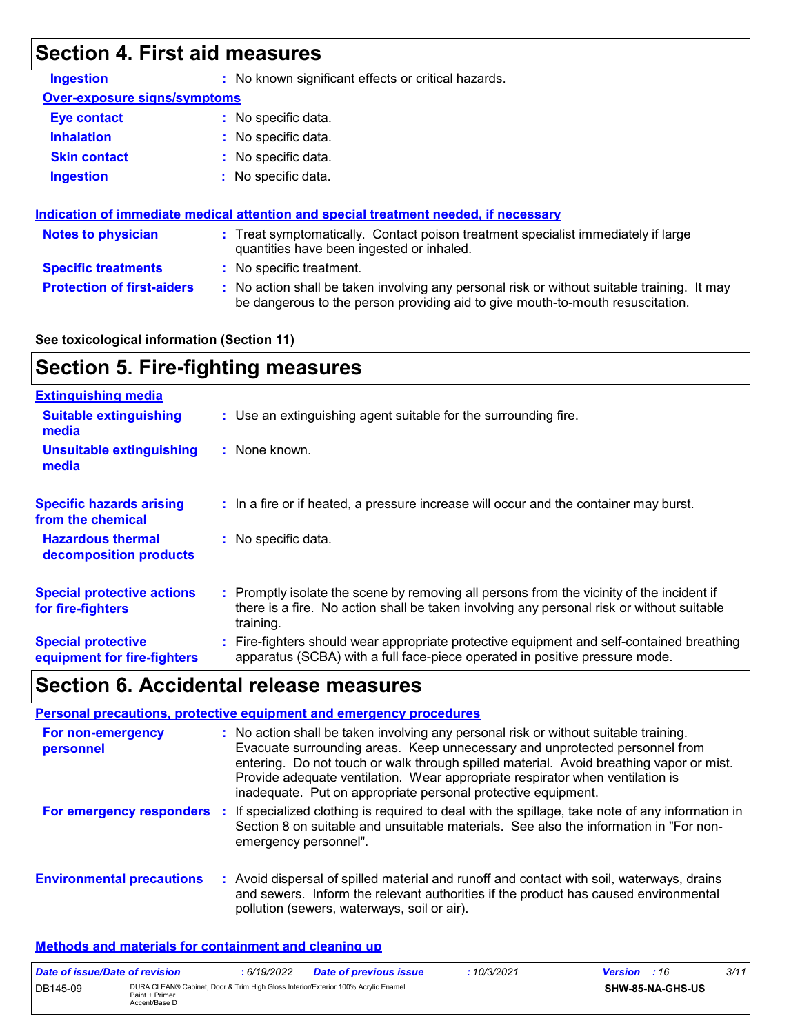## Section 4. First aid measures

**Ingestion** : No known significant effects or critical hazards.

**Over-exposure signs/symptoms**

**Eye contact** : No specific data.

**Inhalation** : No specific data.

**Skin contact** : No specific data.

**Ingestion** : No specific data.

**Indication of immediate medical attention and special treatment needed, if necessary**

**Notes to physician** : Treat symptomatically. Contact poison treatment specialist immediately if large quantities have been ingested or inhaled.

**Specific treatments** : No specific treatment.

**Protection of first-aiders** : No action shall be taken involving any personal risk or without suitable training. It may be dangerous to the person providing aid to give mouth-to-mouth resuscitation.

**See toxicological information (Section 11)**

## Section 5. Fire-fighting measures

**Extinguishing media**

**Suitable extinguishing media** : Use an extinguishing agent suitable for the surrounding fire.

**Unsuitable extinguishing media** : None known.

**Specific hazards arising from the chemical** : In a fire or if heated, a pressure increase will occur and the container may burst.

**Hazardous thermal decomposition products** : No specific data.

**Special protective actions for fire-fighters** : Promptly isolate the scene by removing all persons from the vicinity of the incident if there is a fire. No action shall be taken involving any personal risk or without suitable training.

**Special protective equipment for fire-fighters** : Fire-fighters should wear appropriate protective equipment and self-contained breathing apparatus (SCBA) with a full face-piece operated in positive pressure mode.

## Section 6. Accidental release measures

**Personal precautions, protective equipment and emergency procedures**

**For non-emergency personnel** : No action shall be taken involving any personal risk or without suitable training. Evacuate surrounding areas. Keep unnecessary and unprotected personnel from entering. Do not touch or walk through spilled material. Avoid breathing vapor or mist. Provide adequate ventilation. Wear appropriate respirator when ventilation is inadequate. Put on appropriate personal protective equipment.

**For emergency responders** : If specialized clothing is required to deal with the spillage, take note of any information in Section 8 on suitable and unsuitable materials. See also the information in "For non-emergency personnel".

**Environmental precautions** : Avoid dispersal of spilled material and runoff and contact with soil, waterways, drains and sewers. Inform the relevant authorities if the product has caused environmental pollution (sewers, waterways, soil or air).

**Methods and materials for containment and cleaning up**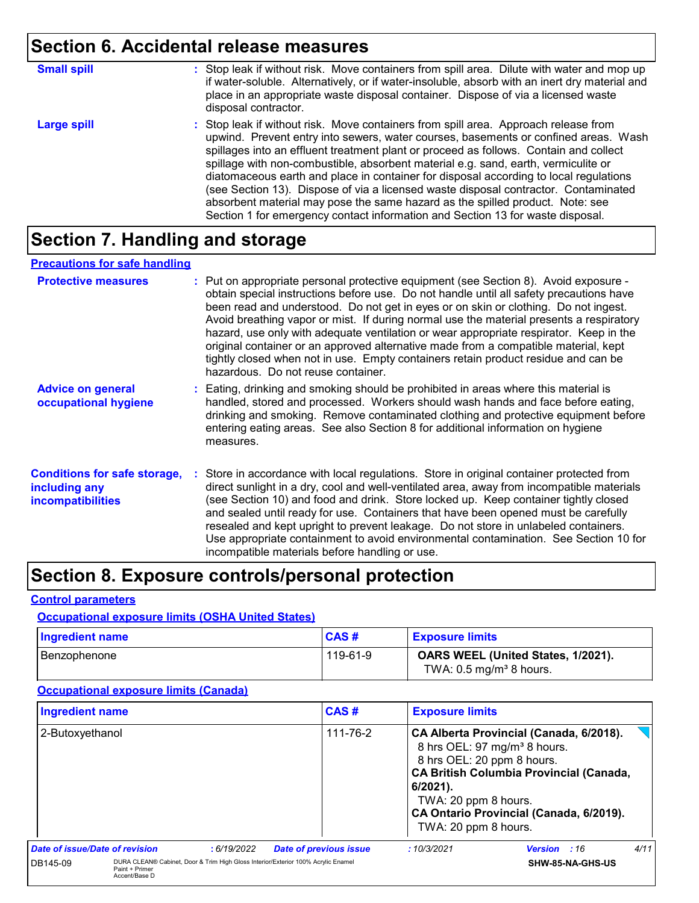## Section 6. Accidental release measures

**Small spill** : Stop leak if without risk. Move containers from spill area. Dilute with water and mop up if water-soluble. Alternatively, or if water-insoluble, absorb with an inert dry material and place in an appropriate waste disposal container. Dispose of via a licensed waste disposal contractor.

**Large spill** : Stop leak if without risk. Move containers from spill area. Approach release from upwind. Prevent entry into sewers, water courses, basements or confined areas. Wash spillages into an effluent treatment plant or proceed as follows. Contain and collect spillage with non-combustible, absorbent material e.g. sand, earth, vermiculite or diatomaceous earth and place in container for disposal according to local regulations (see Section 13). Dispose of via a licensed waste disposal contractor. Contaminated absorbent material may pose the same hazard as the spilled product. Note: see Section 1 for emergency contact information and Section 13 for waste disposal.

## Section 7. Handling and storage

### Precautions for safe handling

**Protective measures** : Put on appropriate personal protective equipment (see Section 8). Avoid exposure - obtain special instructions before use. Do not handle until all safety precautions have been read and understood. Do not get in eyes or on skin or clothing. Do not ingest. Avoid breathing vapor or mist. If during normal use the material presents a respiratory hazard, use only with adequate ventilation or wear appropriate respirator. Keep in the original container or an approved alternative made from a compatible material, kept tightly closed when not in use. Empty containers retain product residue and can be hazardous. Do not reuse container.

**Advice on general occupational hygiene** : Eating, drinking and smoking should be prohibited in areas where this material is handled, stored and processed. Workers should wash hands and face before eating, drinking and smoking. Remove contaminated clothing and protective equipment before entering eating areas. See also Section 8 for additional information on hygiene measures.

**Conditions for safe storage, including any incompatibilities** : Store in accordance with local regulations. Store in original container protected from direct sunlight in a dry, cool and well-ventilated area, away from incompatible materials (see Section 10) and food and drink. Store locked up. Keep container tightly closed and sealed until ready for use. Containers that have been opened must be carefully resealed and kept upright to prevent leakage. Do not store in unlabeled containers. Use appropriate containment to avoid environmental contamination. See Section 10 for incompatible materials before handling or use.

## Section 8. Exposure controls/personal protection

### Control parameters

#### Occupational exposure limits (OSHA United States)

| Ingredient name | CAS # | Exposure limits |
|---|---|---|
| Benzophenone | 119-61-9 | **OARS WEEL (United States, 1/2021).** TWA: 0.5 mg/m³ 8 hours. |

#### Occupational exposure limits (Canada)

| Ingredient name | CAS # | Exposure limits |
|---|---|---|
| 2-Butoxyethanol | 111-76-2 | **CA Alberta Provincial (Canada, 6/2018).** 8 hrs OEL: 97 mg/m³ 8 hours. 8 hrs OEL: 20 ppm 8 hours. **CA British Columbia Provincial (Canada, 6/2021).** TWA: 20 ppm 8 hours. **CA Ontario Provincial (Canada, 6/2019).** TWA: 20 ppm 8 hours. |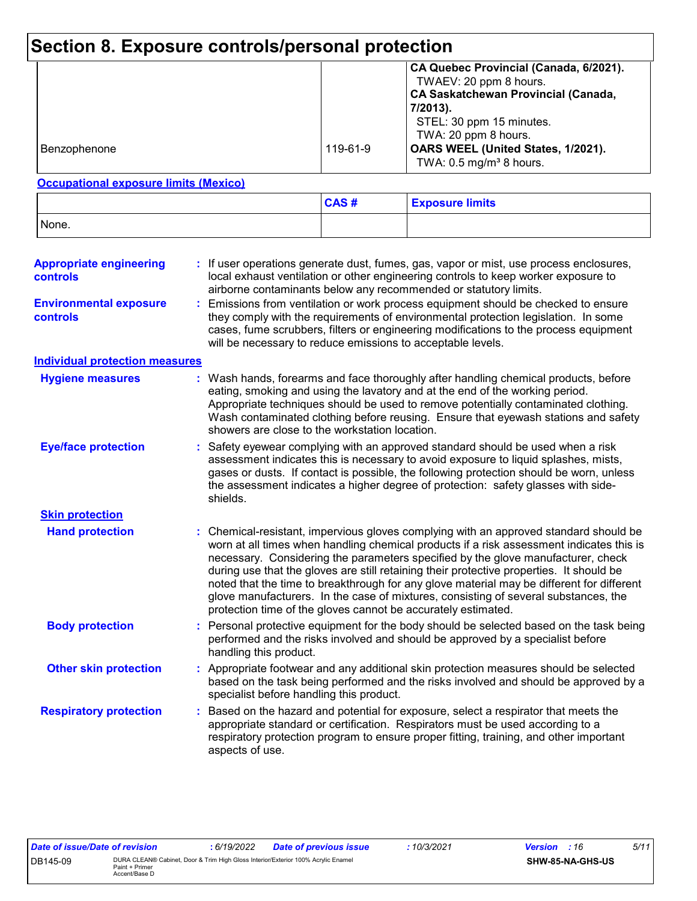# Section 8. Exposure controls/personal protection

| | | |
|---|---|---|
| | | **CA Quebec Provincial (Canada, 6/2021).**<br>TWAEV: 20 ppm 8 hours.<br>**CA Saskatchewan Provincial (Canada, 7/2013).**<br>STEL: 30 ppm 15 minutes.<br>TWA: 20 ppm 8 hours. |
| Benzophenone | 119-61-9 | **OARS WEEL (United States, 1/2021).**<br>TWA: 0.5 mg/m³ 8 hours. |

**Occupational exposure limits (Mexico)**

| | CAS # | Exposure limits |
|---|---|---|
| None. | | |

**Appropriate engineering controls** : If user operations generate dust, fumes, gas, vapor or mist, use process enclosures, local exhaust ventilation or other engineering controls to keep worker exposure to airborne contaminants below any recommended or statutory limits.

**Environmental exposure controls** : Emissions from ventilation or work process equipment should be checked to ensure they comply with the requirements of environmental protection legislation. In some cases, fume scrubbers, filters or engineering modifications to the process equipment will be necessary to reduce emissions to acceptable levels.

**Individual protection measures**

**Hygiene measures** : Wash hands, forearms and face thoroughly after handling chemical products, before eating, smoking and using the lavatory and at the end of the working period. Appropriate techniques should be used to remove potentially contaminated clothing. Wash contaminated clothing before reusing. Ensure that eyewash stations and safety showers are close to the workstation location.

**Eye/face protection** : Safety eyewear complying with an approved standard should be used when a risk assessment indicates this is necessary to avoid exposure to liquid splashes, mists, gases or dusts. If contact is possible, the following protection should be worn, unless the assessment indicates a higher degree of protection: safety glasses with side-shields.

**Skin protection**

**Hand protection** : Chemical-resistant, impervious gloves complying with an approved standard should be worn at all times when handling chemical products if a risk assessment indicates this is necessary. Considering the parameters specified by the glove manufacturer, check during use that the gloves are still retaining their protective properties. It should be noted that the time to breakthrough for any glove material may be different for different glove manufacturers. In the case of mixtures, consisting of several substances, the protection time of the gloves cannot be accurately estimated.

**Body protection** : Personal protective equipment for the body should be selected based on the task being performed and the risks involved and should be approved by a specialist before handling this product.

**Other skin protection** : Appropriate footwear and any additional skin protection measures should be selected based on the task being performed and the risks involved and should be approved by a specialist before handling this product.

**Respiratory protection** : Based on the hazard and potential for exposure, select a respirator that meets the appropriate standard or certification. Respirators must be used according to a respiratory protection program to ensure proper fitting, training, and other important aspects of use.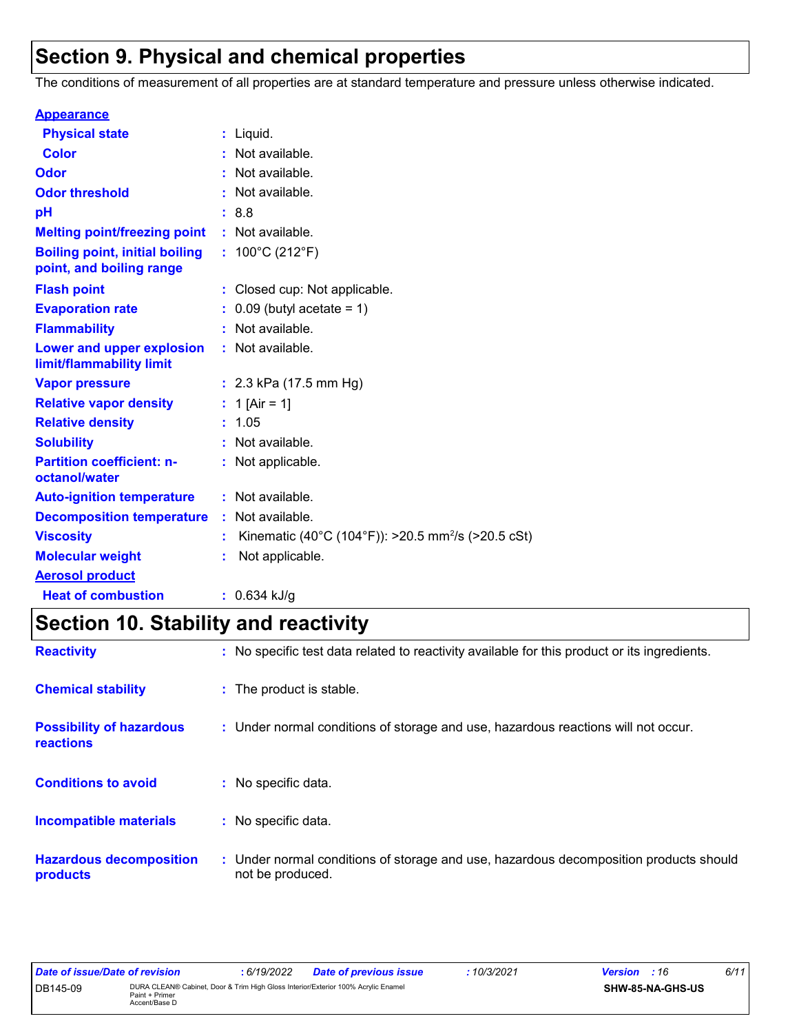# Section 9. Physical and chemical properties

The conditions of measurement of all properties are at standard temperature and pressure unless otherwise indicated.

**Appearance**

| | | |
|---|---|---|
| **Physical state** | : | Liquid. |
| **Color** | : | Not available. |
| **Odor** | : | Not available. |
| **Odor threshold** | : | Not available. |
| **pH** | : | 8.8 |
| **Melting point/freezing point** | : | Not available. |
| **Boiling point, initial boiling point, and boiling range** | : | 100°C (212°F) |
| **Flash point** | : | Closed cup: Not applicable. |
| **Evaporation rate** | : | 0.09 (butyl acetate = 1) |
| **Flammability** | : | Not available. |
| **Lower and upper explosion limit/flammability limit** | : | Not available. |
| **Vapor pressure** | : | 2.3 kPa (17.5 mm Hg) |
| **Relative vapor density** | : | 1 [Air = 1] |
| **Relative density** | : | 1.05 |
| **Solubility** | : | Not available. |
| **Partition coefficient: n-octanol/water** | : | Not applicable. |
| **Auto-ignition temperature** | : | Not available. |
| **Decomposition temperature** | : | Not available. |
| **Viscosity** | : | Kinematic (40°C (104°F)): >20.5 $mm^2/s$ (>20.5 cSt) |
| **Molecular weight** | : | Not applicable. |

**Aerosol product**

| | | |
|---|---|---|
| **Heat of combustion** | : | 0.634 kJ/g |

# Section 10. Stability and reactivity

| | | |
|---|---|---|
| **Reactivity** | : | No specific test data related to reactivity available for this product or its ingredients. |
| **Chemical stability** | : | The product is stable. |
| **Possibility of hazardous reactions** | : | Under normal conditions of storage and use, hazardous reactions will not occur. |
| **Conditions to avoid** | : | No specific data. |
| **Incompatible materials** | : | No specific data. |
| **Hazardous decomposition products** | : | Under normal conditions of storage and use, hazardous decomposition products should not be produced. |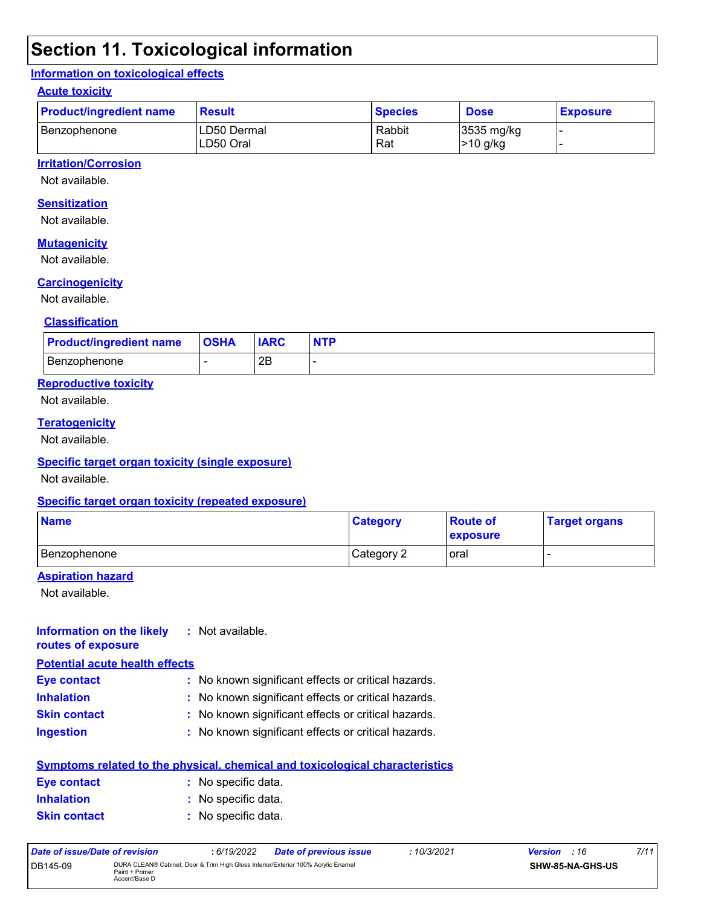# Section 11. Toxicological information

## Information on toxicological effects

### Acute toxicity

| Product/ingredient name | Result | Species | Dose | Exposure |
| --- | --- | --- | --- | --- |
| Benzophenone | LD50 Dermal<br>LD50 Oral | Rabbit<br>Rat | 3535 mg/kg<br>>10 g/kg | -<br>- |

### Irritation/Corrosion

Not available.

### Sensitization

Not available.

### Mutagenicity

Not available.

### Carcinogenicity

Not available.

#### Classification

| Product/ingredient name | OSHA | IARC | NTP |
| --- | --- | --- | --- |
| Benzophenone | - | 2B | - |

### Reproductive toxicity

Not available.

### Teratogenicity

Not available.

### Specific target organ toxicity (single exposure)

Not available.

### Specific target organ toxicity (repeated exposure)

| Name | Category | Route of exposure | Target organs |
| --- | --- | --- | --- |
| Benzophenone | Category 2 | oral | - |

### Aspiration hazard

Not available.

**Information on the likely routes of exposure** : Not available.

### Potential acute health effects

**Eye contact** : No known significant effects or critical hazards.

**Inhalation** : No known significant effects or critical hazards.

**Skin contact** : No known significant effects or critical hazards.

**Ingestion** : No known significant effects or critical hazards.

### Symptoms related to the physical, chemical and toxicological characteristics

**Eye contact** : No specific data.

**Inhalation** : No specific data.

**Skin contact** : No specific data.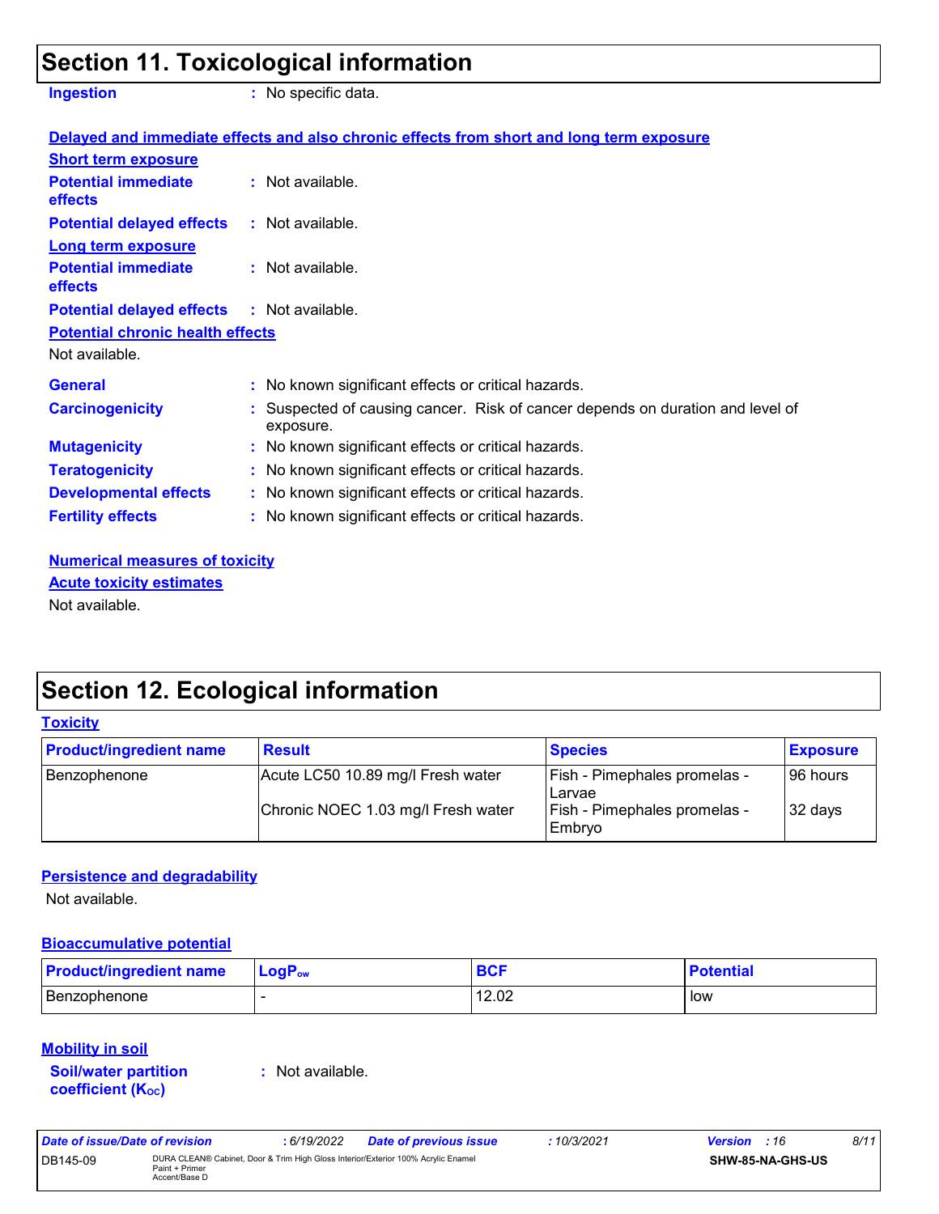## Section 11. Toxicological information

**Ingestion** : No specific data.

**Delayed and immediate effects and also chronic effects from short and long term exposure**

**Short term exposure**

**Potential immediate effects** : Not available.

**Potential delayed effects** : Not available.

**Long term exposure**

**Potential immediate effects** : Not available.

**Potential delayed effects** : Not available.

**Potential chronic health effects**

Not available.

**General** : No known significant effects or critical hazards.

**Carcinogenicity** : Suspected of causing cancer. Risk of cancer depends on duration and level of exposure.

**Mutagenicity** : No known significant effects or critical hazards.

**Teratogenicity** : No known significant effects or critical hazards.

**Developmental effects** : No known significant effects or critical hazards.

**Fertility effects** : No known significant effects or critical hazards.

**Numerical measures of toxicity**

**Acute toxicity estimates**

Not available.

## Section 12. Ecological information

**Toxicity**

| Product/ingredient name | Result | Species | Exposure |
|---|---|---|---|
| Benzophenone | Acute LC50 10.89 mg/l Fresh water | Fish - Pimephales promelas - Larvae | 96 hours |
| | Chronic NOEC 1.03 mg/l Fresh water | Fish - Pimephales promelas - Embryo | 32 days |

**Persistence and degradability**

Not available.

**Bioaccumulative potential**

| Product/ingredient name | $LogP_{ow}$ | BCF | Potential |
|---|---|---|---|
| Benzophenone | - | 12.02 | low |

**Mobility in soil**

**Soil/water partition coefficient ($K_{OC}$)** : Not available.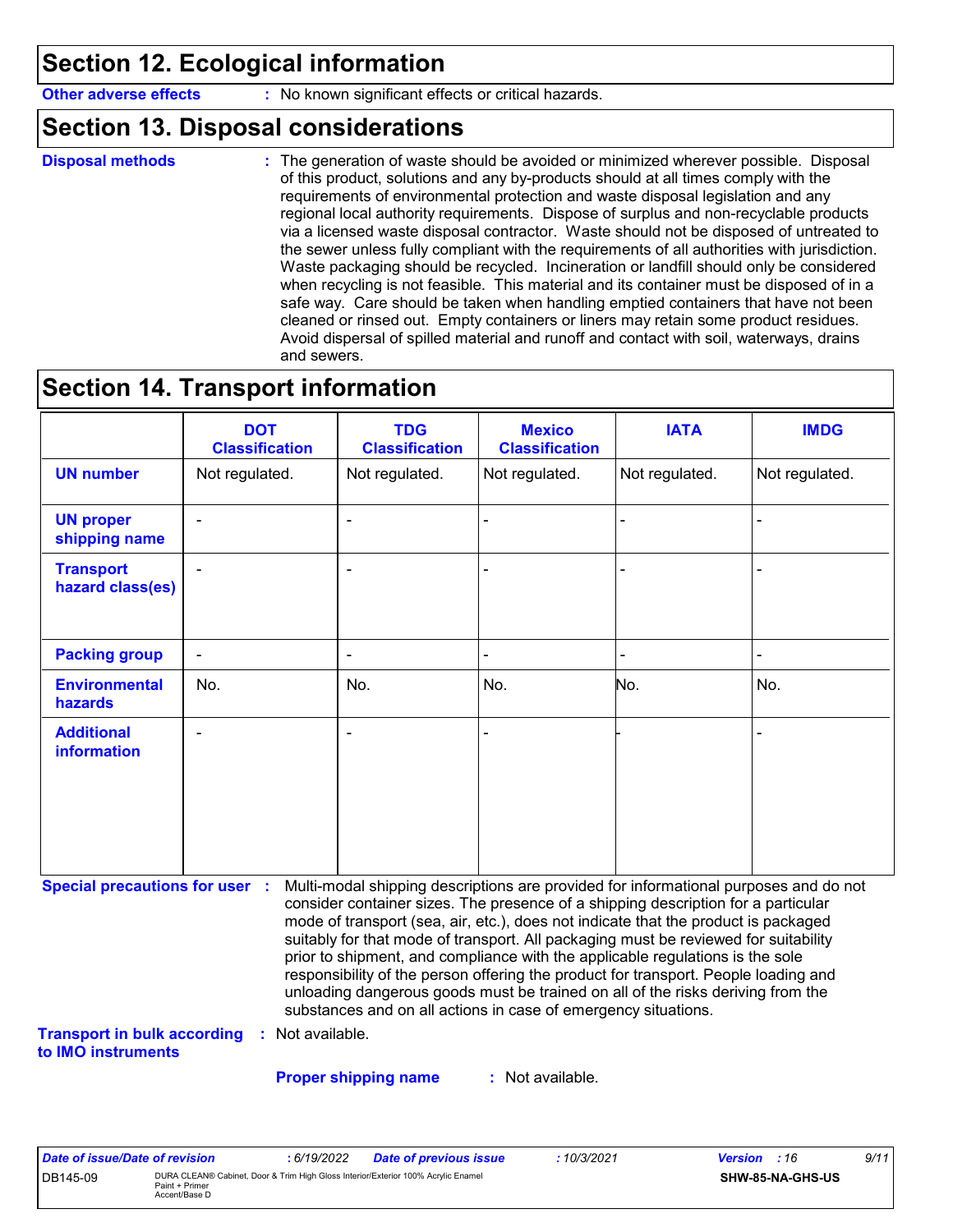## Section 12. Ecological information

**Other adverse effects** : No known significant effects or critical hazards.

## Section 13. Disposal considerations

**Disposal methods** : The generation of waste should be avoided or minimized wherever possible. Disposal of this product, solutions and any by-products should at all times comply with the requirements of environmental protection and waste disposal legislation and any regional local authority requirements. Dispose of surplus and non-recyclable products via a licensed waste disposal contractor. Waste should not be disposed of untreated to the sewer unless fully compliant with the requirements of all authorities with jurisdiction. Waste packaging should be recycled. Incineration or landfill should only be considered when recycling is not feasible. This material and its container must be disposed of in a safe way. Care should be taken when handling emptied containers that have not been cleaned or rinsed out. Empty containers or liners may retain some product residues. Avoid dispersal of spilled material and runoff and contact with soil, waterways, drains and sewers.

## Section 14. Transport information

| | DOT Classification | TDG Classification | Mexico Classification | IATA | IMDG |
|---|---|---|---|---|---|
| **UN number** | Not regulated. | Not regulated. | Not regulated. | Not regulated. | Not regulated. |
| **UN proper shipping name** | - | - | - | - | - |
| **Transport hazard class(es)** | - | - | - | - | - |
| **Packing group** | - | - | - | - | - |
| **Environmental hazards** | No. | No. | No. | No. | No. |
| **Additional information** | - | - | - | - | - |

**Special precautions for user** : Multi-modal shipping descriptions are provided for informational purposes and do not consider container sizes. The presence of a shipping description for a particular mode of transport (sea, air, etc.), does not indicate that the product is packaged suitably for that mode of transport. All packaging must be reviewed for suitability prior to shipment, and compliance with the applicable regulations is the sole responsibility of the person offering the product for transport. People loading and unloading dangerous goods must be trained on all of the risks deriving from the substances and on all actions in case of emergency situations.

**Transport in bulk according to IMO instruments** : Not available.

**Proper shipping name** : Not available.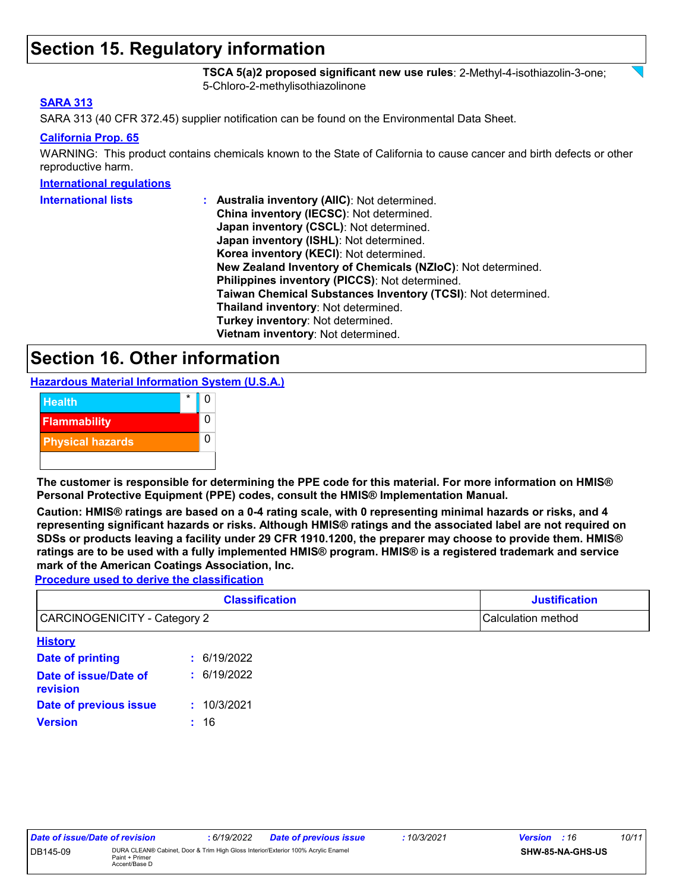## Section 15. Regulatory information

**TSCA 5(a)2 proposed significant new use rules**: 2-Methyl-4-isothiazolin-3-one; 5-Chloro-2-methylisothiazolinone

### SARA 313

SARA 313 (40 CFR 372.45) supplier notification can be found on the Environmental Data Sheet.

### California Prop. 65

WARNING: This product contains chemicals known to the State of California to cause cancer and birth defects or other reproductive harm.

### International regulations

**International lists** :
- **Australia inventory (AIIC)**: Not determined.
- **China inventory (IECSC)**: Not determined.
- **Japan inventory (CSCL)**: Not determined.
- **Japan inventory (ISHL)**: Not determined.
- **Korea inventory (KECI)**: Not determined.
- **New Zealand Inventory of Chemicals (NZIoC)**: Not determined.
- **Philippines inventory (PICCS)**: Not determined.
- **Taiwan Chemical Substances Inventory (TCSI)**: Not determined.
- **Thailand inventory**: Not determined.
- **Turkey inventory**: Not determined.
- **Vietnam inventory**: Not determined.

## Section 16. Other information

### Hazardous Material Information System (U.S.A.)

| | | |
|---|---|---|
| Health | * | 0 |
| Flammability | | 0 |
| Physical hazards | | 0 |
| | | |

**The customer is responsible for determining the PPE code for this material. For more information on HMIS® Personal Protective Equipment (PPE) codes, consult the HMIS® Implementation Manual.**

**Caution: HMIS® ratings are based on a 0-4 rating scale, with 0 representing minimal hazards or risks, and 4 representing significant hazards or risks. Although HMIS® ratings and the associated label are not required on SDSs or products leaving a facility under 29 CFR 1910.1200, the preparer may choose to provide them. HMIS® ratings are to be used with a fully implemented HMIS® program. HMIS® is a registered trademark and service mark of the American Coatings Association, Inc.**

### Procedure used to derive the classification

| Classification | Justification |
|---|---|
| CARCINOGENICITY - Category 2 | Calculation method |

### History

**Date of printing** : 6/19/2022

**Date of issue/Date of revision** : 6/19/2022

**Date of previous issue** : 10/3/2021

**Version** : 16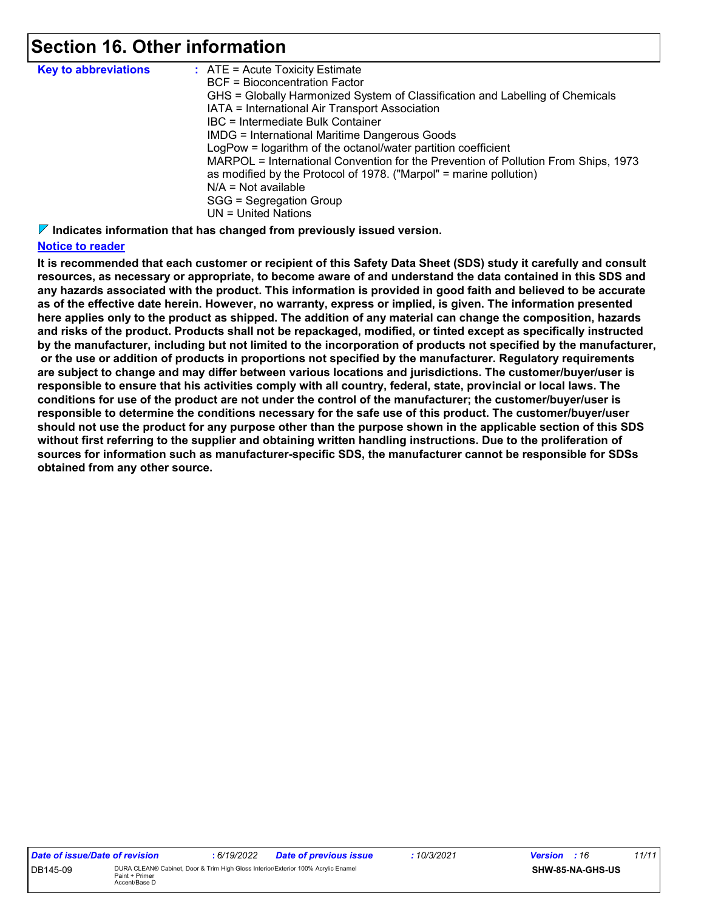# Section 16. Other information

**Key to abbreviations** : ATE = Acute Toxicity Estimate
BCF = Bioconcentration Factor
GHS = Globally Harmonized System of Classification and Labelling of Chemicals
IATA = International Air Transport Association
IBC = Intermediate Bulk Container
IMDG = International Maritime Dangerous Goods
LogPow = logarithm of the octanol/water partition coefficient
MARPOL = International Convention for the Prevention of Pollution From Ships, 1973 as modified by the Protocol of 1978. ("Marpol" = marine pollution)
N/A = Not available
SGG = Segregation Group
UN = United Nations

**Indicates information that has changed from previously issued version.**

**Notice to reader**

**It is recommended that each customer or recipient of this Safety Data Sheet (SDS) study it carefully and consult resources, as necessary or appropriate, to become aware of and understand the data contained in this SDS and any hazards associated with the product. This information is provided in good faith and believed to be accurate as of the effective date herein. However, no warranty, express or implied, is given. The information presented here applies only to the product as shipped. The addition of any material can change the composition, hazards and risks of the product. Products shall not be repackaged, modified, or tinted except as specifically instructed by the manufacturer, including but not limited to the incorporation of products not specified by the manufacturer, or the use or addition of products in proportions not specified by the manufacturer. Regulatory requirements are subject to change and may differ between various locations and jurisdictions. The customer/buyer/user is responsible to ensure that his activities comply with all country, federal, state, provincial or local laws. The conditions for use of the product are not under the control of the manufacturer; the customer/buyer/user is responsible to determine the conditions necessary for the safe use of this product. The customer/buyer/user should not use the product for any purpose other than the purpose shown in the applicable section of this SDS without first referring to the supplier and obtaining written handling instructions. Due to the proliferation of sources for information such as manufacturer-specific SDS, the manufacturer cannot be responsible for SDSs obtained from any other source.**